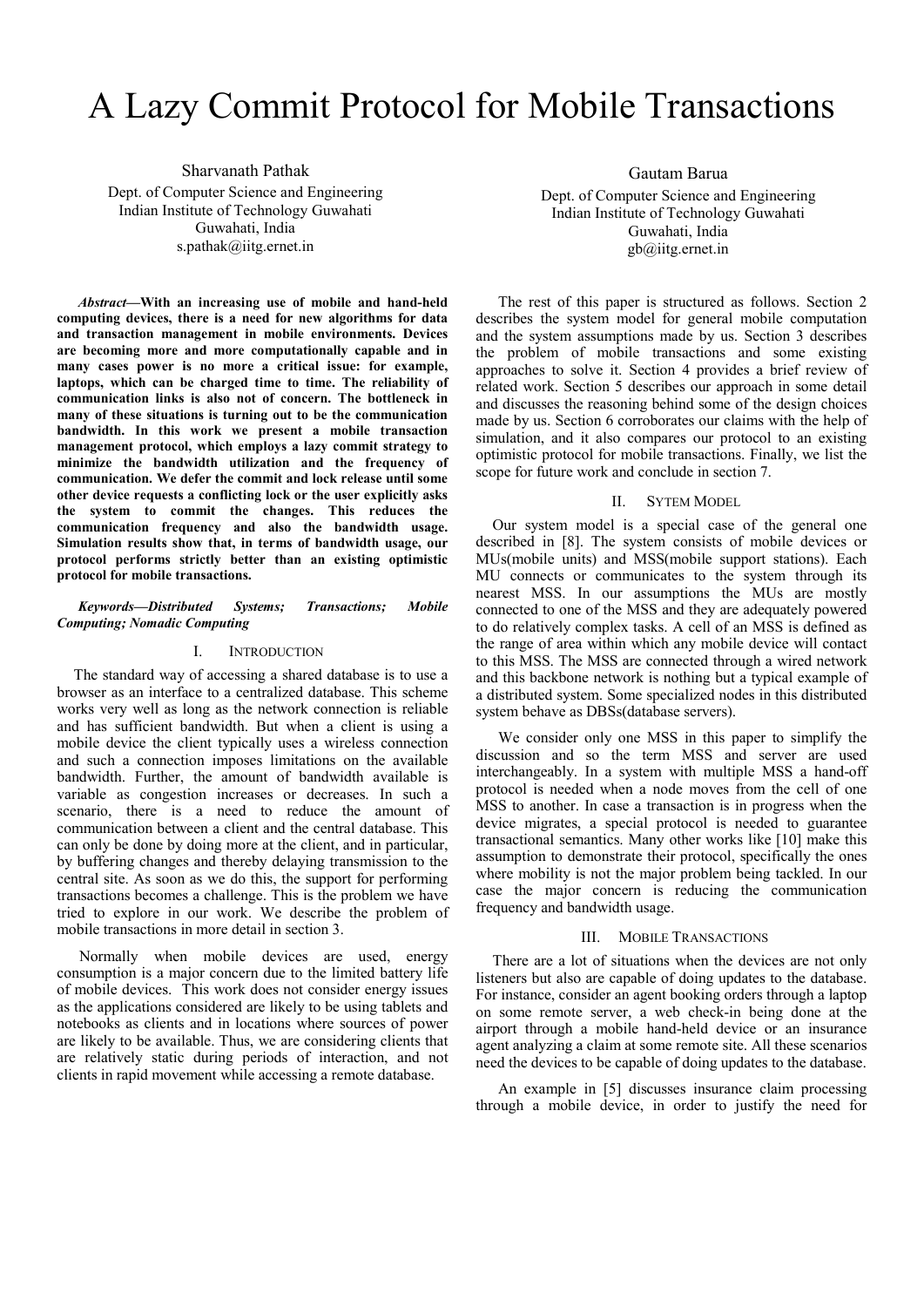# A Lazy Commit Protocol for Mobile Transactions

Sharvanath Pathak
Dept. of Computer Science and Engineering
Indian Institute of Technology Guwahati
Guwahati, India
s.pathak@iitg.ernet.in

Gautam Barua
Dept. of Computer Science and Engineering
Indian Institute of Technology Guwahati
Guwahati, India
gb@iitg.ernet.in

***Abstract*—With an increasing use of mobile and hand-held computing devices, there is a need for new algorithms for data and transaction management in mobile environments. Devices are becoming more and more computationally capable and in many cases power is no more a critical issue: for example, laptops, which can be charged time to time. The reliability of communication links is also not of concern. The bottleneck in many of these situations is turning out to be the communication bandwidth. In this work we present a mobile transaction management protocol, which employs a lazy commit strategy to minimize the bandwidth utilization and the frequency of communication. We defer the commit and lock release until some other device requests a conflicting lock or the user explicitly asks the system to commit the changes. This reduces the communication frequency and also the bandwidth usage. Simulation results show that, in terms of bandwidth usage, our protocol performs strictly better than an existing optimistic protocol for mobile transactions.**

***Keywords—Distributed Systems; Transactions; Mobile Computing; Nomadic Computing***

## I. Introduction

The standard way of accessing a shared database is to use a browser as an interface to a centralized database. This scheme works very well as long as the network connection is reliable and has sufficient bandwidth. But when a client is using a mobile device the client typically uses a wireless connection and such a connection imposes limitations on the available bandwidth. Further, the amount of bandwidth available is variable as congestion increases or decreases. In such a scenario, there is a need to reduce the amount of communication between a client and the central database. This can only be done by doing more at the client, and in particular, by buffering changes and thereby delaying transmission to the central site. As soon as we do this, the support for performing transactions becomes a challenge. This is the problem we have tried to explore in our work. We describe the problem of mobile transactions in more detail in section 3.

Normally when mobile devices are used, energy consumption is a major concern due to the limited battery life of mobile devices. This work does not consider energy issues as the applications considered are likely to be using tablets and notebooks as clients and in locations where sources of power are likely to be available. Thus, we are considering clients that are relatively static during periods of interaction, and not clients in rapid movement while accessing a remote database.

The rest of this paper is structured as follows. Section 2 describes the system model for general mobile computation and the system assumptions made by us. Section 3 describes the problem of mobile transactions and some existing approaches to solve it. Section 4 provides a brief review of related work. Section 5 describes our approach in some detail and discusses the reasoning behind some of the design choices made by us. Section 6 corroborates our claims with the help of simulation, and it also compares our protocol to an existing optimistic protocol for mobile transactions. Finally, we list the scope for future work and conclude in section 7.

## II. Sytem Model

Our system model is a special case of the general one described in [8]. The system consists of mobile devices or MUs(mobile units) and MSS(mobile support stations). Each MU connects or communicates to the system through its nearest MSS. In our assumptions the MUs are mostly connected to one of the MSS and they are adequately powered to do relatively complex tasks. A cell of an MSS will be defined as the range of area within which any mobile device will contact to this MSS. The MSS are connected through a wired network and this backbone network is nothing but a typical example of a distributed system. Some specialized nodes in this distributed system behave as DBSs(database servers).

We consider only one MSS in this paper to simplify the discussion and so the term MSS and server are used interchangeably. In a system with multiple MSS a hand-off protocol is needed when a node moves from the cell of one MSS to another. In case a transaction is in progress when the device migrates, a special protocol is needed to guarantee transactional semantics. Many other works like [10] make this assumption to demonstrate their protocol, specifically the ones where mobility is not the major problem being tackled. In our case the major concern is reducing the communication frequency and bandwidth usage.

## III. Mobile Transactions

There are a lot of situations when the devices are not only listeners but also are capable of doing updates to the database. For instance, consider an agent booking orders through a laptop on some remote server, a web check-in being done at the airport through a mobile hand-held device or an insurance agent analyzing a claim at some remote site. All these scenarios need the devices to be capable of doing updates to the database.

An example in [5] discusses insurance claim processing through a mobile device, in order to justify the need for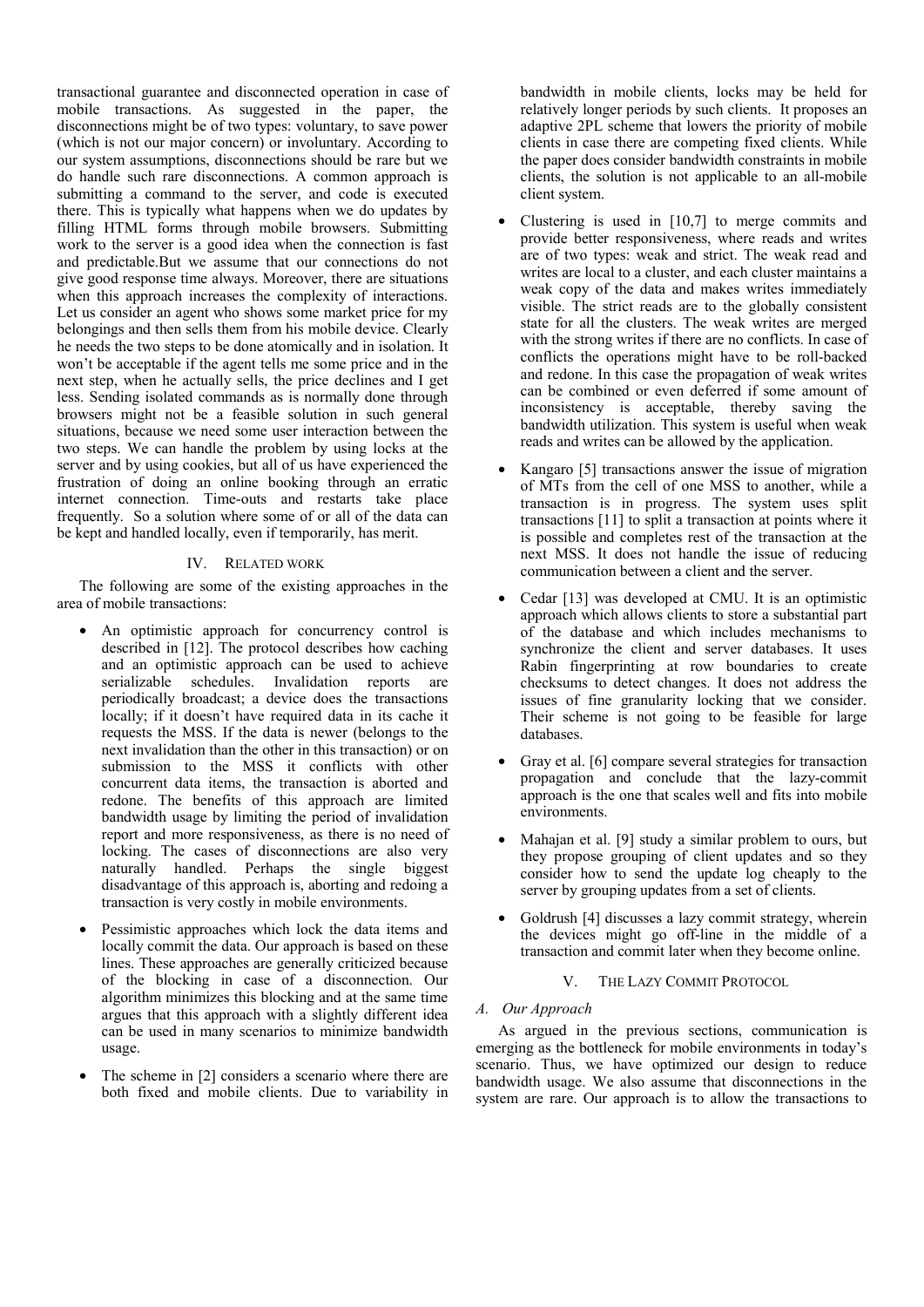transactional guarantee and disconnected operation in case of mobile transactions. As suggested in the paper, the disconnections might be of two types: voluntary, to save power (which is not our major concern) or involuntary. According to our system assumptions, disconnections should be rare but we do handle such rare disconnections. A common approach is submitting a command to the server, and code is executed there. This is typically what happens when we do updates by filling HTML forms through mobile browsers. Submitting work to the server is a good idea when the connection is fast and predictable.But we assume that our connections do not give good response time always. Moreover, there are situations when this approach increases the complexity of interactions. Let us consider an agent who shows some market price for my belongings and then sells them from his mobile device. Clearly he needs the two steps to be done atomically and in isolation. It won't be acceptable if the agent tells me some price and in the next step, when he actually sells, the price declines and I get less. Sending isolated commands as is normally done through browsers might not be a feasible solution in such general situations, because we need some user interaction between the two steps. We can handle the problem by using locks at the server and by using cookies, but all of us have experienced the frustration of doing an online booking through an erratic internet connection. Time-outs and restarts take place frequently. So a solution where some of or all of the data can be kept and handled locally, even if temporarily, has merit.

## IV. Related work

The following are some of the existing approaches in the area of mobile transactions:

- An optimistic approach for concurrency control is described in [12]. The protocol describes how caching and an optimistic approach can be used to achieve serializable schedules. Invalidation reports are periodically broadcast; a device does the transactions locally; if it doesn't have required data in its cache it requests the MSS. If the data is newer (belongs to the next invalidation than the other in this transaction) or on submission to the MSS it conflicts with other concurrent data items, the transaction is aborted and redone. The benefits of this approach are limited bandwidth usage by limiting the period of invalidation report and more responsiveness, as there is no need of locking. The cases of disconnections are also very naturally handled. Perhaps the single biggest disadvantage of this approach is, aborting and redoing a transaction is very costly in mobile environments.
- Pessimistic approaches which lock the data items and locally commit the data. Our approach is based on these lines. These approaches are generally criticized because of the blocking in case of a disconnection. Our algorithm minimizes this blocking and at the same time argues that this approach with a slightly different idea can be used in many scenarios to minimize bandwidth usage.
- The scheme in [2] considers a scenario where there are both fixed and mobile clients. Due to variability in bandwidth in mobile clients, locks may be held for relatively longer periods by such clients. It proposes an adaptive 2PL scheme that lowers the priority of mobile clients in case there are competing fixed clients. While the paper does consider bandwidth constraints in mobile clients, the solution is not applicable to an all-mobile client system.
- Clustering is used in [10,7] to merge commits and provide better responsiveness, where reads and writes are of two types: weak and strict. The weak read and writes are local to a cluster, and each cluster maintains a weak copy of the data and makes writes immediately visible. The strict reads are to the globally consistent state for all the clusters. The weak writes are merged with the strong writes if there are no conflicts. In case of conflicts the operations might have to be roll-backed and redone. In this case the propagation of weak writes can be combined or even deferred if some amount of inconsistency is acceptable, thereby saving the bandwidth utilization. This system is useful when weak reads and writes can be allowed by the application.
- Kangaro [5] transactions answer the issue of migration of MTs from the cell of one MSS to another, while a transaction is in progress. The system uses split transactions [11] to split a transaction at points where it is possible and completes rest of the transaction at the next MSS. It does not handle the issue of reducing communication between a client and the server.
- Cedar [13] was developed at CMU. It is an optimistic approach which allows clients to store a substantial part of the database and which includes mechanisms to synchronize the client and server databases. It uses Rabin fingerprinting at row boundaries to create checksums to detect changes. It does not address the issues of fine granularity locking that we consider. Their scheme is not going to be feasible for large databases.
- Gray et al. [6] compare several strategies for transaction propagation and conclude that the lazy-commit approach is the one that scales well and fits into mobile environments.
- Mahajan et al. [9] study a similar problem to ours, but they propose grouping of client updates and so they consider how to send the update log cheaply to the server by grouping updates from a set of clients.
- Goldrush [4] discusses a lazy commit strategy, wherein the devices might go off-line in the middle of a transaction and commit later when they become online.

## V. The Lazy Commit Protocol

### A. Our Approach

As argued in the previous sections, communication is emerging as the bottleneck for mobile environments in today's scenario. Thus, we have optimized our design to reduce bandwidth usage. We also assume that disconnections in the system are rare. Our approach is to allow the transactions to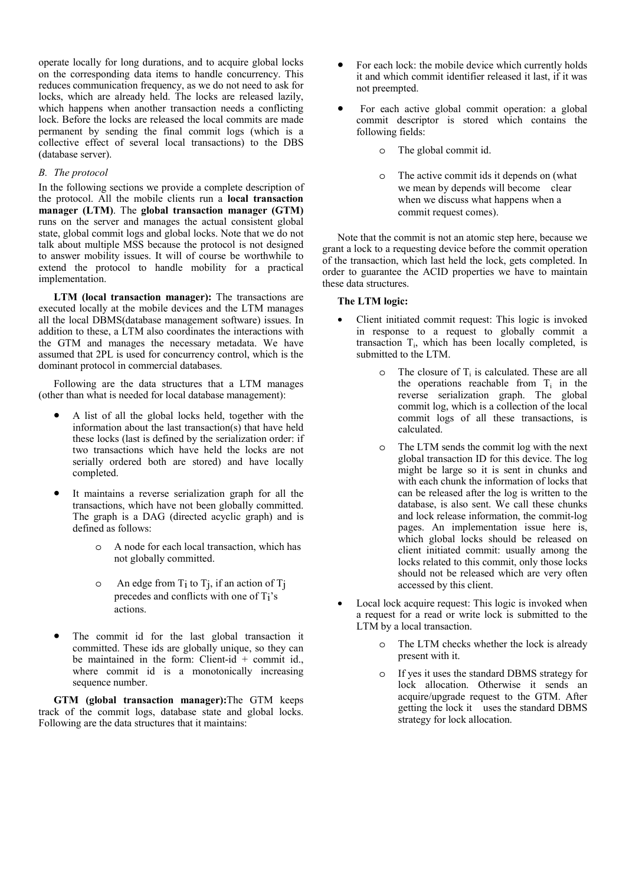operate locally for long durations, and to acquire global locks on the corresponding data items to handle concurrency. This reduces communication frequency, as we do not need to ask for locks, which are already held. The locks are released lazily, which happens when another transaction needs a conflicting lock. Before the locks are released the local commits are made permanent by sending the final commit logs (which is a collective effect of several local transactions) to the DBS (database server).

### *B. The protocol*

In the following sections we provide a complete description of the protocol. All the mobile clients run a **local transaction manager (LTM)**. The **global transaction manager (GTM)** runs on the server and manages the actual consistent global state, global commit logs and global locks. Note that we do not talk about multiple MSS because the protocol is not designed to answer mobility issues. It will of course be worthwhile to extend the protocol to handle mobility for a practical implementation.

**LTM (local transaction manager):** The transactions are executed locally at the mobile devices and the LTM manages all the local DBMS(database management software) issues. In addition to these, a LTM also coordinates the interactions with the GTM and manages the necessary metadata. We have assumed that 2PL is used for concurrency control, which is the dominant protocol in commercial databases.

Following are the data structures that a LTM manages (other than what is needed for local database management):

- A list of all the global locks held, together with the information about the last transaction(s) that have held these locks (last is defined by the serialization order: if two transactions which have held the locks are not serially ordered both are stored) and have locally completed.
- It maintains a reverse serialization graph for all the transactions, which have not been globally committed. The graph is a DAG (directed acyclic graph) and is defined as follows:
  - A node for each local transaction, which has not globally committed.
  - An edge from $T_i$ to $T_j$, if an action of $T_j$ precedes and conflicts with one of $T_i$'s actions.
- The commit id for the last global transaction it committed. These ids are globally unique, so they can be maintained in the form: Client-id + commit id., where commit id is a monotonically increasing sequence number.

**GTM (global transaction manager):**The GTM keeps track of the commit logs, database state and global locks. Following are the data structures that it maintains:

- For each lock: the mobile device which currently holds it and which commit identifier released it last, if it was not preempted.
- For each active global commit operation: a global commit descriptor is stored which contains the following fields:
  - The global commit id.
  - The active commit ids it depends on (what we mean by depends will become clear when we discuss what happens when a commit request comes).

Note that the commit is not an atomic step here, because we grant a lock to a requesting device before the commit operation of the transaction, which last held the lock, gets completed. In order to guarantee the ACID properties we have to maintain these data structures.

**The LTM logic:**

- Client initiated commit request: This logic is invoked in response to a request to globally commit a transaction $T_i$, which has been locally completed, is submitted to the LTM.
  - The closure of $T_i$ is calculated. These are all the operations reachable from $T_i$ in the reverse serialization graph. The global commit log, which is a collection of the local commit logs of all these transactions, is calculated.
  - The LTM sends the commit log with the next global transaction ID for this device. The log might be large so it is sent in chunks and with each chunk the information of locks that can be released after the log is written to the database, is also sent. We call these chunks and lock release information, the commit-log pages. An implementation issue here is, which global locks should be released on client initiated commit: usually among the locks related to this commit, only those locks should not be released which are very often accessed by this client.
- Local lock acquire request: This logic is invoked when a request for a read or write lock is submitted to the LTM by a local transaction.
  - The LTM checks whether the lock is already present with it.
  - If yes it uses the standard DBMS strategy for lock allocation. Otherwise it sends an acquire/upgrade request to the GTM. After getting the lock it uses the standard DBMS strategy for lock allocation.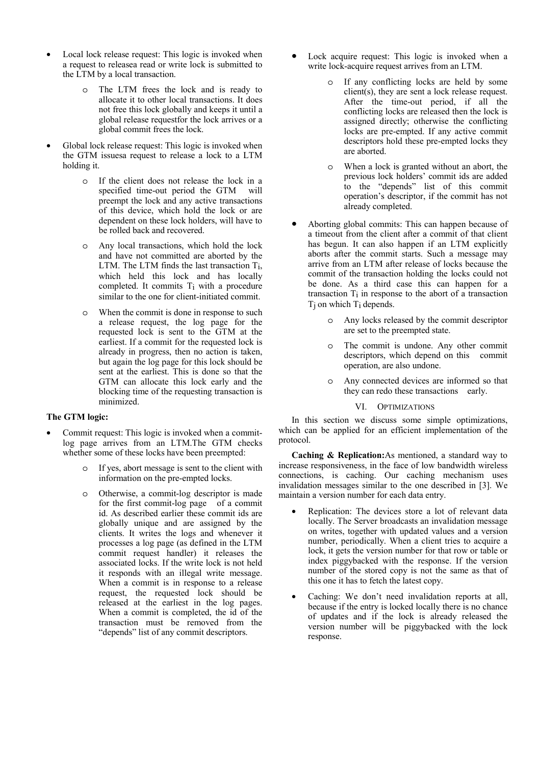- Local lock release request: This logic is invoked when a request to releasea read or write lock is submitted to the LTM by a local transaction.
  - The LTM frees the lock and is ready to allocate it to other local transactions. It does not free this lock globally and keeps it until a global release requestfor the lock arrives or a global commit frees the lock.
- Global lock release request: This logic is invoked when the GTM issuesa request to release a lock to a LTM holding it.
  - If the client does not release the lock in a specified time-out period the GTM will preempt the lock and any active transactions of this device, which hold the lock or are dependent on these lock holders, will have to be rolled back and recovered.
  - Any local transactions, which hold the lock and have not committed are aborted by the LTM. The LTM finds the last transaction $T_i$, which held this lock and has locally completed. It commits $T_i$ with a procedure similar to the one for client-initiated commit.
  - When the commit is done in response to such a release request, the log page for the requested lock is sent to the GTM at the earliest. If a commit for the requested lock is already in progress, then no action is taken, but again the log page for this lock should be sent at the earliest. This is done so that the GTM can allocate this lock early and the blocking time of the requesting transaction is minimized.

**The GTM logic:**

- Commit request: This logic is invoked when a commit-log page arrives from an LTM.The GTM checks whether some of these locks have been preempted:
  - If yes, abort message is sent to the client with information on the pre-empted locks.
  - Otherwise, a commit-log descriptor is made for the first commit-log page of a commit id. As described earlier these commit ids are globally unique and are assigned by the clients. It writes the logs and whenever it processes a log page (as defined in the LTM commit request handler) it releases the associated locks. If the write lock is not held it responds with an illegal write message. When a commit is in response to a release request, the requested lock should be released at the earliest in the log pages. When a commit is completed, the id of the transaction must be removed from the "depends" list of any commit descriptors.
- Lock acquire request: This logic is invoked when a write lock-acquire request arrives from an LTM.
  - If any conflicting locks are held by some client(s), they are sent a lock release request. After the time-out period, if all the conflicting locks are released then the lock is assigned directly; otherwise the conflicting locks are pre-empted. If any active commit descriptors hold these pre-empted locks they are aborted.
  - When a lock is granted without an abort, the previous lock holders' commit ids are added to the "depends" list of this commit operation's descriptor, if the commit has not already completed.
- Aborting global commits: This can happen because of a timeout from the client after a commit of that client has begun. It can also happen if an LTM explicitly aborts after the commit starts. Such a message may arrive from an LTM after release of locks because the commit of the transaction holding the locks could not be done. As a third case this can happen for a transaction $T_i$ in response to the abort of a transaction $T_j$ on which $T_i$ depends.
  - Any locks released by the commit descriptor are set to the preempted state.
  - The commit is undone. Any other commit descriptors, which depend on this commit operation, are also undone.
  - Any connected devices are informed so that they can redo these transactions early.

## VI. Optimizations

In this section we discuss some simple optimizations, which can be applied for an efficient implementation of the protocol.

**Caching & Replication:**As mentioned, a standard way to increase responsiveness, in the face of low bandwidth wireless connections, is caching. Our caching mechanism uses invalidation messages similar to the one described in [3]. We maintain a version number for each data entry.

- Replication: The devices store a lot of relevant data locally. The Server broadcasts an invalidation message on writes, together with updated values and a version number, periodically. When a client tries to acquire a lock, it gets the version number for that row or table or index piggybacked with the response. If the version number of the stored copy is not the same as that of this one it has to fetch the latest copy.
- Caching: We don't need invalidation reports at all, because if the entry is locked locally there is no chance of updates and if the lock is already released the version number will be piggybacked with the lock response.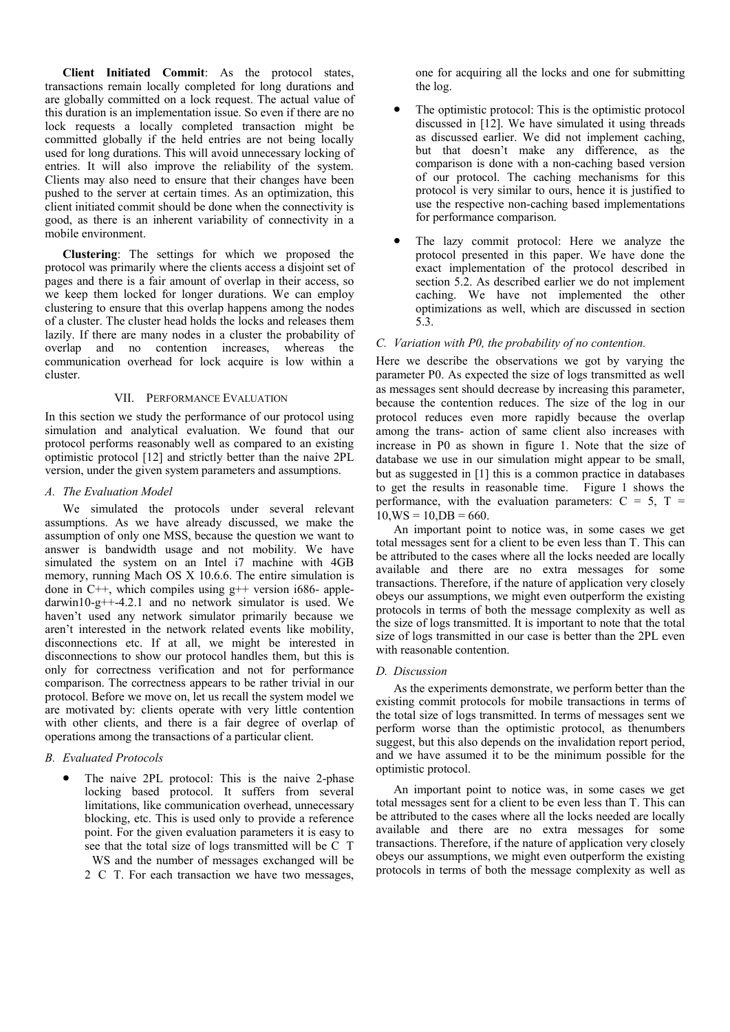**Client Initiated Commit**: As the protocol states, transactions remain locally completed for long durations and are globally committed on a lock request. The actual value of this duration is an implementation issue. So even if there are no lock requests a locally completed transaction might be committed globally if the held entries are not being locally used for long durations. This will avoid unnecessary locking of entries. It will also improve the reliability of the system. Clients may also need to ensure that their changes have been pushed to the server at certain times. As an optimization, this client initiated commit should be done when the connectivity is good, as there is an inherent variability of connectivity in a mobile environment.

**Clustering**: The settings for which we proposed the protocol was primarily where the clients access a disjoint set of pages and there is a fair amount of overlap in their access, so we keep them locked for longer durations. We can employ clustering to ensure that this overlap happens among the nodes of a cluster. The cluster head holds the locks and releases them lazily. If there are many nodes in a cluster the probability of overlap and no contention increases, whereas the communication overhead for lock acquire is low within a cluster.

## VII. Performance Evaluation

In this section we study the performance of our protocol using simulation and analytical evaluation. We found that our protocol performs reasonably well as compared to an existing optimistic protocol [12] and strictly better than the naive 2PL version, under the given system parameters and assumptions.

### A. The Evaluation Model

We simulated the protocols under several relevant assumptions. As we have already discussed, we make the assumption of only one MSS, because the question we want to answer is bandwidth usage and not mobility. We have simulated the system on an Intel i7 machine with 4GB memory, running Mach OS X 10.6.6. The entire simulation is done in C++, which compiles using g++ version i686- apple-darwin10-g++-4.2.1 and no network simulator is used. We haven't used any network simulator primarily because we aren't interested in the network related events like mobility, disconnections etc. If at all, we might be interested in disconnections to show our protocol handles them, but this is only for correctness verification and not for performance comparison. The correctness appears to be rather trivial in our protocol. Before we move on, let us recall the system model we are motivated by: clients operate with very little contention with other clients, and there is a fair degree of overlap of operations among the transactions of a particular client.

### B. Evaluated Protocols

- The naive 2PL protocol: This is the naive 2-phase locking based protocol. It suffers from several limitations, like communication overhead, unnecessary blocking, etc. This is used only to provide a reference point. For the given evaluation parameters it is easy to see that the total size of logs transmitted will be $C \cdot T \cdot WS$ and the number of messages exchanged will be $2 \cdot C \cdot T$. For each transaction we have two messages, one for acquiring all the locks and one for submitting the log.
- The optimistic protocol: This is the optimistic protocol discussed in [12]. We have simulated it using threads as discussed earlier. We did not implement caching, but that doesn't make any difference, as the comparison is done with a non-caching based version of our protocol. The caching mechanisms for this protocol is very similar to ours, hence it is justified to use the respective non-caching based implementations for performance comparison.
- The lazy commit protocol: Here we analyze the protocol presented in this paper. We have done the exact implementation of the protocol described in section 5.2. As described earlier we do not implement caching. We have not implemented the other optimizations as well, which are discussed in section 5.3.

### C. Variation with P0, the probability of no contention.

Here we describe the observations we got by varying the parameter P0. As expected the size of logs transmitted as well as messages sent should decrease by increasing this parameter, because the contention reduces. The size of the log in our protocol reduces even more rapidly because the overlap among the trans- action of same client also increases with increase in P0 as shown in figure 1. Note that the size of database we use in our simulation might appear to be small, but as suggested in [1] this is a common practice in databases to get the results in reasonable time. Figure 1 shows the performance, with the evaluation parameters: $C = 5$, $T = 10$, $WS = 10$, $DB = 660$.

An important point to notice was, in some cases we get total messages sent for a client to be even less than T. This can be attributed to the cases where all the locks needed are locally available and there are no extra messages for some transactions. Therefore, if the nature of application very closely obeys our assumptions, we might even outperform the existing protocols in terms of both the message complexity as well as the size of logs transmitted. It is important to note that the total size of logs transmitted in our case is better than the 2PL even with reasonable contention.

### D. Discussion

As the experiments demonstrate, we perform better than the existing commit protocols for mobile transactions in terms of the total size of logs transmitted. In terms of messages sent we perform worse than the optimistic protocol, as thenumbers suggest, but this also depends on the invalidation report period, and we have assumed it to be the minimum possible for the optimistic protocol.

An important point to notice was, in some cases we get total messages sent for a client to be even less than T. This can be attributed to the cases where all the locks needed are locally available and there are no extra messages for some transactions. Therefore, if the nature of application very closely obeys our assumptions, we might even outperform the existing protocols in terms of both the message complexity as well as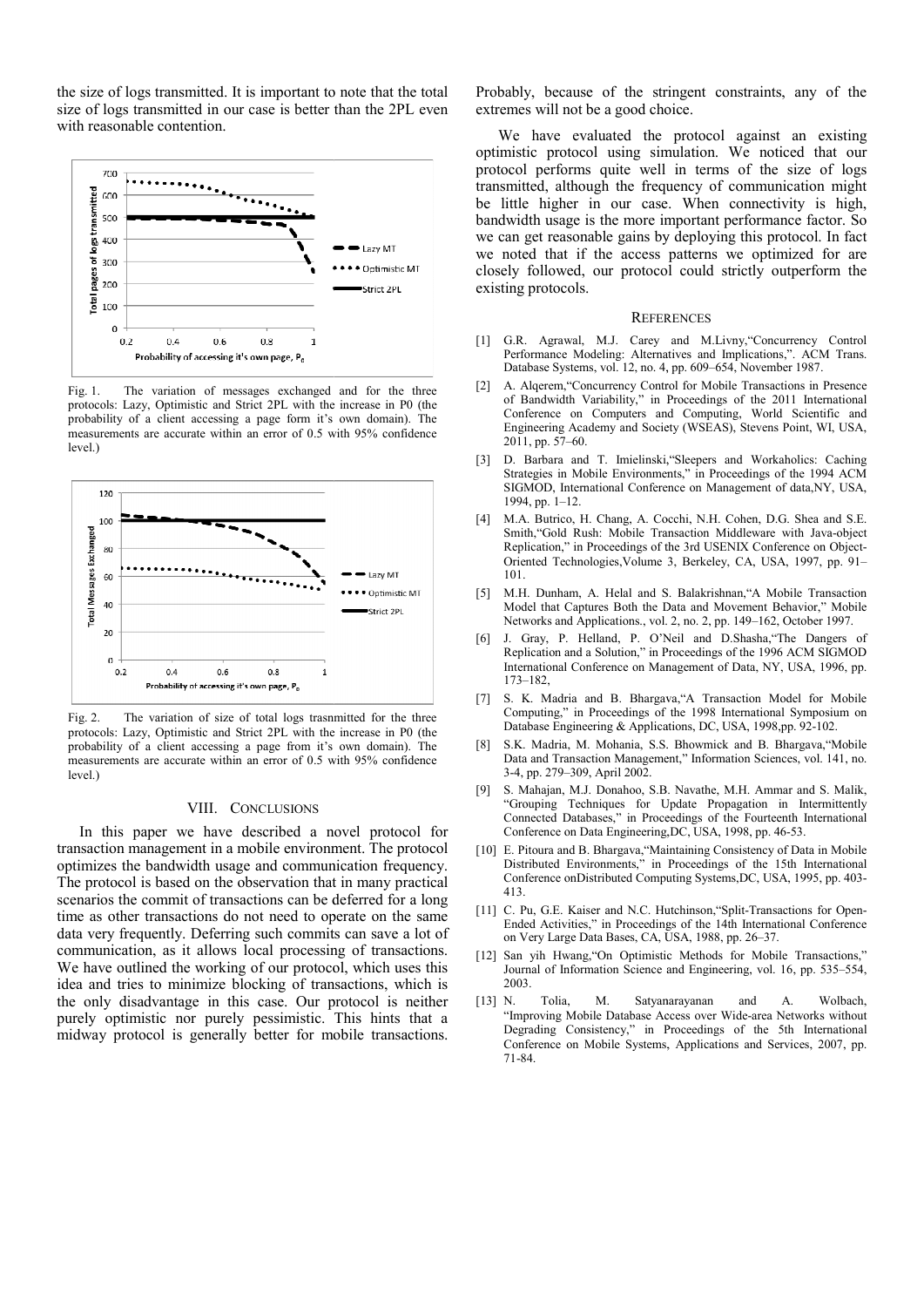the size of logs transmitted. It is important to note that the total size of logs transmitted in our case is better than the 2PL even with reasonable contention.

Total pages of logs transmitted
700
600
500
400
300
200
100
0
0.2 0.4 0.6 0.8 1
Probability of accessing it's own page, $P_0$
Lazy MT
Optimistic MT
Strict 2PL

Fig. 1. The variation of messages exchanged and for the three protocols: Lazy, Optimistic and Strict 2PL with the increase in P0 (the probability of a client accessing a page form it's own domain). The measurements are accurate within an error of 0.5 with 95% confidence level.)

Total Messages Exchanged
120
100
80
60
40
20
0
0.2 0.4 0.6 0.8 1
Probability of accessing it's own page, $P_0$
Lazy MT
Optimistic MT
Strict 2PL

Fig. 2. The variation of size of total logs trasnmitted for the three protocols: Lazy, Optimistic and Strict 2PL with the increase in P0 (the probability of a client accessing a page from it's own domain). The measurements are accurate within an error of 0.5 with 95% confidence level.)

## VIII. CONCLUSIONS

In this paper we have described a novel protocol for transaction management in a mobile environment. The protocol optimizes the bandwidth usage and communication frequency. The protocol is based on the observation that in many practical scenarios the commit of transactions can be deferred for a long time as other transactions do not need to operate on the same data very frequently. Deferring such commits can save a lot of communication, as it allows local processing of transactions. We have outlined the working of our protocol, which uses this idea and tries to minimize blocking of transactions, which is the only disadvantage in this case. Our protocol is neither purely optimistic nor purely pessimistic. This hints that a midway protocol is generally better for mobile transactions. Probably, because of the stringent constraints, any of the extremes will not be a good choice.

We have evaluated the protocol against an existing optimistic protocol using simulation. We noticed that our protocol performs quite well in terms of the size of logs transmitted, although the frequency of communication might be little higher in our case. When connectivity is high, bandwidth usage is the more important performance factor. So we can get reasonable gains by deploying this protocol. In fact we noted that if the access patterns we optimized for are closely followed, our protocol could strictly outperform the existing protocols.

## REFERENCES

[1] G.R. Agrawal, M.J. Carey and M.Livny,"Concurrency Control Performance Modeling: Alternatives and Implications,". ACM Trans. Database Systems, vol. 12, no. 4, pp. 609–654, November 1987.

[2] A. Alqerem,"Concurrency Control for Mobile Transactions in Presence of Bandwidth Variability," in Proceedings of the 2011 International Conference on Computers and Computing, World Scientific and Engineering Academy and Society (WSEAS), Stevens Point, WI, USA, 2011, pp. 57–60.

[3] D. Barbara and T. Imielinski,"Sleepers and Workaholics: Caching Strategies in Mobile Environments," in Proceedings of the 1994 ACM SIGMOD, International Conference on Management of data,NY, USA, 1994, pp. 1–12.

[4] M.A. Butrico, H. Chang, A. Cocchi, N.H. Cohen, D.G. Shea and S.E. Smith,"Gold Rush: Mobile Transaction Middleware with Java-object Replication," in Proceedings of the 3rd USENIX Conference on Object-Oriented Technologies,Volume 3, Berkeley, CA, USA, 1997, pp. 91–101.

[5] M.H. Dunham, A. Helal and S. Balakrishnan,"A Mobile Transaction Model that Captures Both the Data and Movement Behavior," Mobile Networks and Applications., vol. 2, no. 2, pp. 149–162, October 1997.

[6] J. Gray, P. Helland, P. O'Neil and D.Shasha,"The Dangers of Replication and a Solution," in Proceedings of the 1996 ACM SIGMOD International Conference on Management of Data, NY, USA, 1996, pp. 173–182,

[7] S. K. Madria and B. Bhargava,"A Transaction Model for Mobile Computing," in Proceedings of the 1998 International Symposium on Database Engineering & Applications, DC, USA, 1998,pp. 92-102.

[8] S.K. Madria, M. Mohania, S.S. Bhowmick and B. Bhargava,"Mobile Data and Transaction Management," Information Sciences, vol. 141, no. 3-4, pp. 279–309, April 2002.

[9] S. Mahajan, M.J. Donahoo, S.B. Navathe, M.H. Ammar and S. Malik, "Grouping Techniques for Update Propagation in Intermittently Connected Databases," in Proceedings of the Fourteenth International Conference on Data Engineering,DC, USA, 1998, pp. 46-53.

[10] E. Pitoura and B. Bhargava,"Maintaining Consistency of Data in Mobile Distributed Environments," in Proceedings of the 15th International Conference onDistributed Computing Systems,DC, USA, 1995, pp. 403-413.

[11] C. Pu, G.E. Kaiser and N.C. Hutchinson,"Split-Transactions for Open-Ended Activities," in Proceedings of the 14th International Conference on Very Large Data Bases, CA, USA, 1988, pp. 26–37.

[12] San yih Hwang,"On Optimistic Methods for Mobile Transactions," Journal of Information Science and Engineering, vol. 16, pp. 535–554, 2003.

[13] N. Tolia, M. Satyanarayanan and A. Wolbach, "Improving Mobile Database Access over Wide-area Networks without Degrading Consistency," in Proceedings of the 5th International Conference on Mobile Systems, Applications and Services, 2007, pp. 71-84.